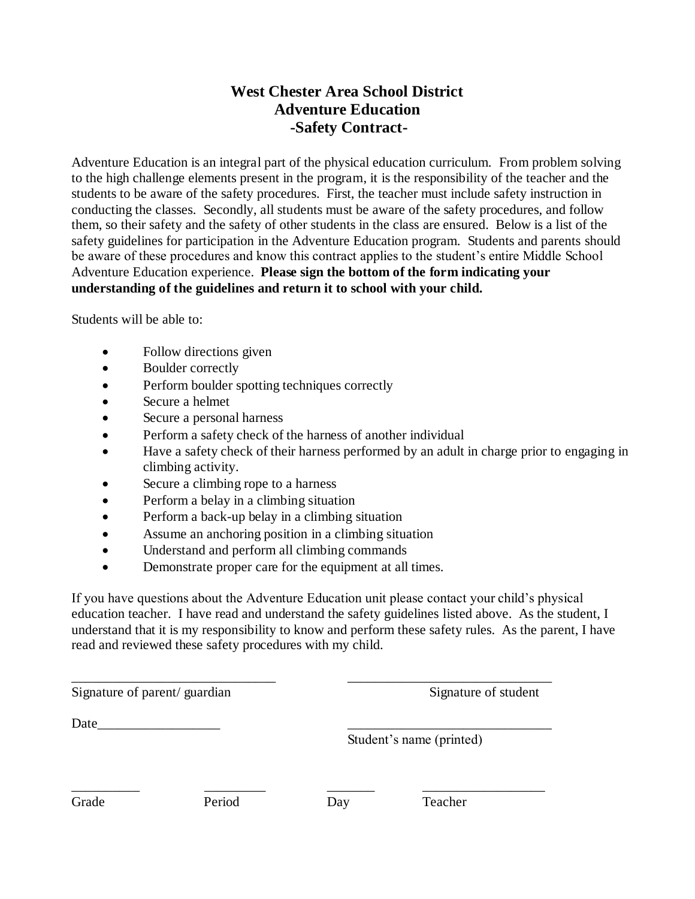# West Chester Area School District
## Adventure Education
### -Safety Contract-

Adventure Education is an integral part of the physical education curriculum. From problem solving to the high challenge elements present in the program, it is the responsibility of the teacher and the students to be aware of the safety procedures. First, the teacher must include safety instruction in conducting the classes. Secondly, all students must be aware of the safety procedures, and follow them, so their safety and the safety of other students in the class are ensured. Below is a list of the safety guidelines for participation in the Adventure Education program. Students and parents should be aware of these procedures and know this contract applies to the student's entire Middle School Adventure Education experience. **Please sign the bottom of the form indicating your understanding of the guidelines and return it to school with your child.**

Students will be able to:

- Follow directions given
- Boulder correctly
- Perform boulder spotting techniques correctly
- Secure a helmet
- Secure a personal harness
- Perform a safety check of the harness of another individual
- Have a safety check of their harness performed by an adult in charge prior to engaging in climbing activity.
- Secure a climbing rope to a harness
- Perform a belay in a climbing situation
- Perform a back-up belay in a climbing situation
- Assume an anchoring position in a climbing situation
- Understand and perform all climbing commands
- Demonstrate proper care for the equipment at all times.

If you have questions about the Adventure Education unit please contact your child's physical education teacher. I have read and understand the safety guidelines listed above. As the student, I understand that it is my responsibility to know and perform these safety rules. As the parent, I have read and reviewed these safety procedures with my child.

_______________________________ Signature of parent/ guardian

_______________________________ Signature of student

Date__________________

_______________________________ Student's name (printed)

__________ Grade

_________ Period

_______ Day

__________________ Teacher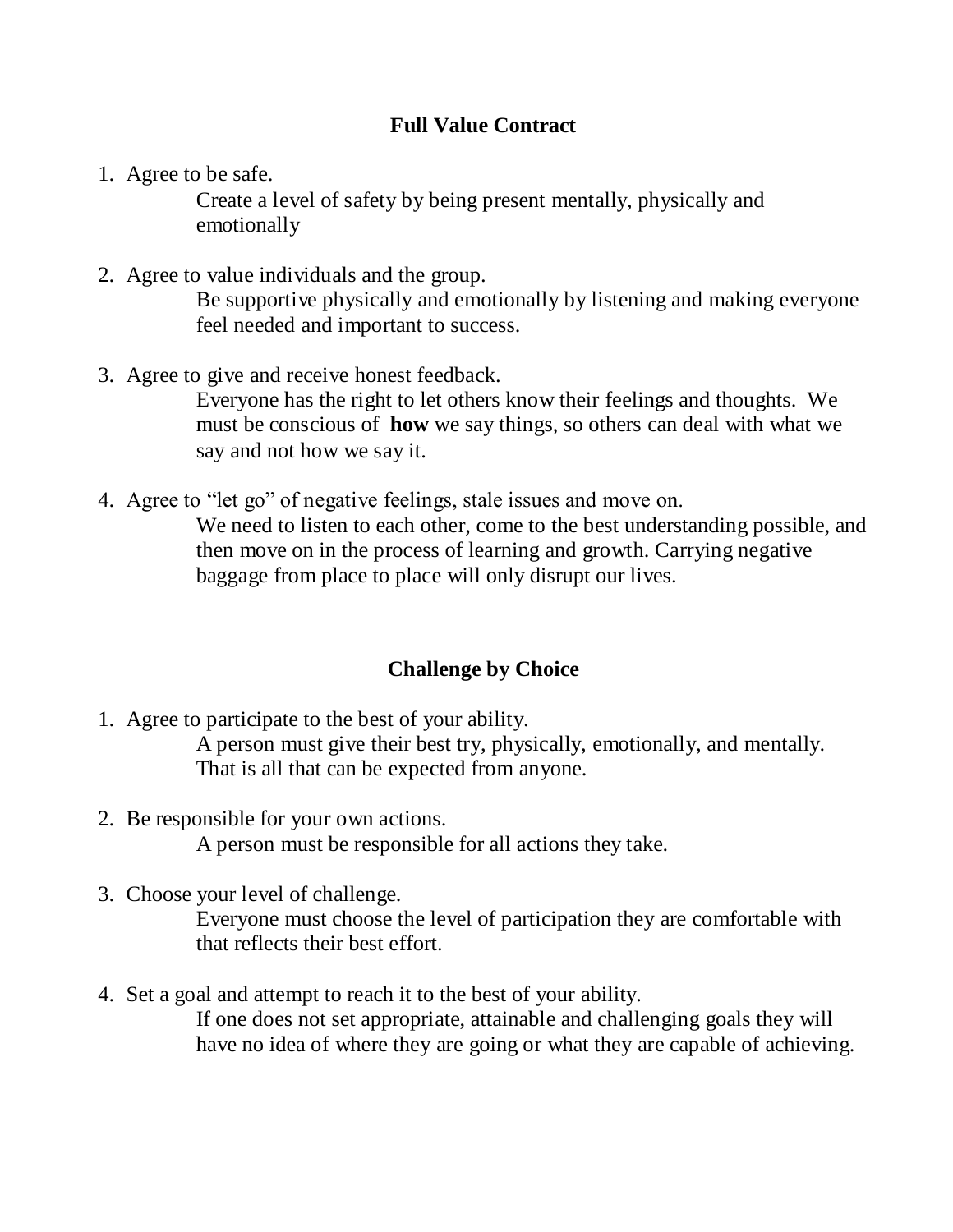## Full Value Contract

1. Agree to be safe.

   Create a level of safety by being present mentally, physically and emotionally

2. Agree to value individuals and the group.

   Be supportive physically and emotionally by listening and making everyone feel needed and important to success.

3. Agree to give and receive honest feedback.

   Everyone has the right to let others know their feelings and thoughts. We must be conscious of **how** we say things, so others can deal with what we say and not how we say it.

4. Agree to "let go" of negative feelings, stale issues and move on.

   We need to listen to each other, come to the best understanding possible, and then move on in the process of learning and growth. Carrying negative baggage from place to place will only disrupt our lives.

## Challenge by Choice

1. Agree to participate to the best of your ability.

   A person must give their best try, physically, emotionally, and mentally. That is all that can be expected from anyone.

2. Be responsible for your own actions.

   A person must be responsible for all actions they take.

3. Choose your level of challenge.

   Everyone must choose the level of participation they are comfortable with that reflects their best effort.

4. Set a goal and attempt to reach it to the best of your ability.

   If one does not set appropriate, attainable and challenging goals they will have no idea of where they are going or what they are capable of achieving.